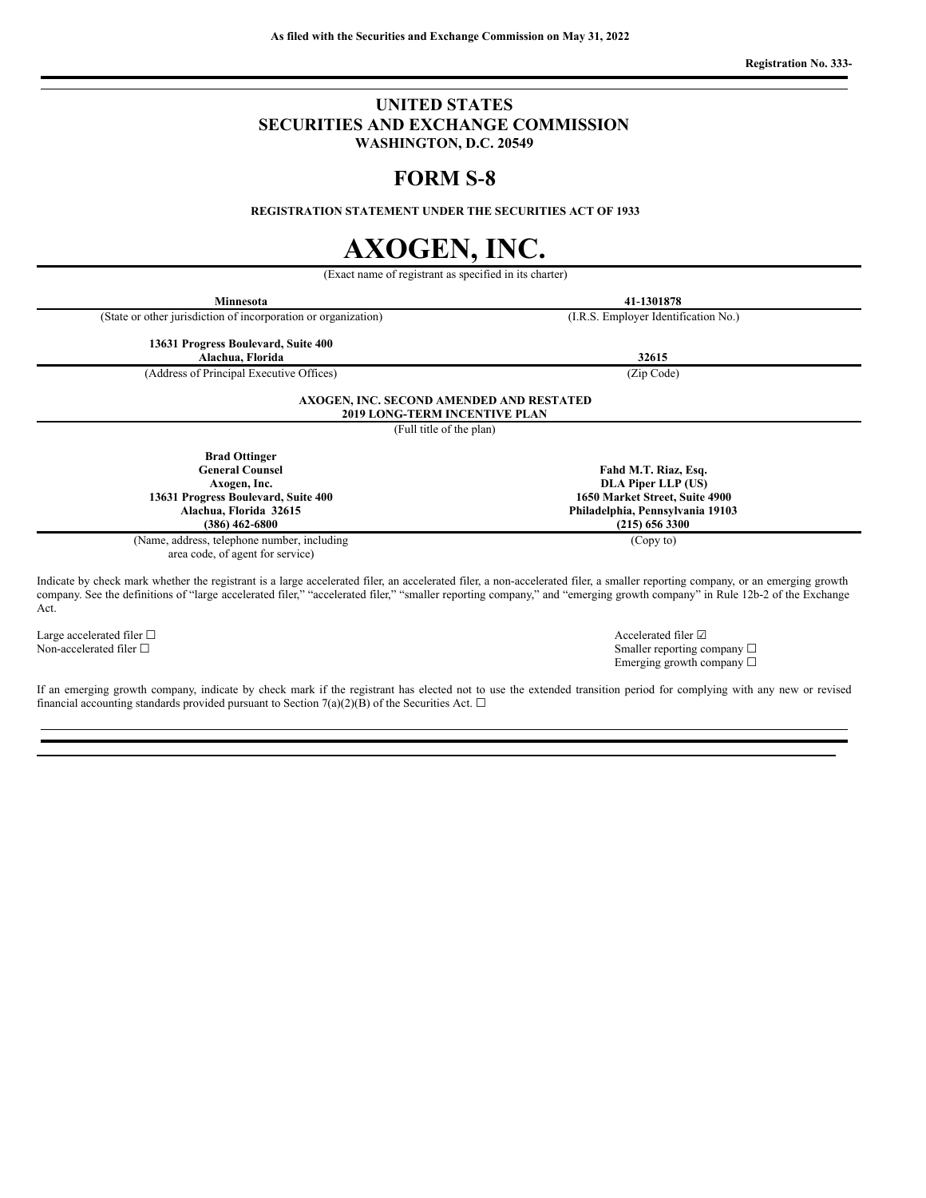**As filed with the Securities and Exchange Commission on May 31, 2022**

**Registration No. 333-**

---

# UNITED STATES SECURITIES AND EXCHANGE COMMISSION

**WASHINGTON, D.C. 20549**

# FORM S-8

**REGISTRATION STATEMENT UNDER THE SECURITIES ACT OF 1933**

# AXOGEN, INC.

(Exact name of registrant as specified in its charter)

| **Minnesota** | **41-1301878** |
|---|---|
| (State or other jurisdiction of incorporation or organization) | (I.R.S. Employer Identification No.) |

| **13631 Progress Boulevard, Suite 400**<br>**Alachua, Florida** | **32615** |
|---|---|
| (Address of Principal Executive Offices) | (Zip Code) |

**AXOGEN, INC. SECOND AMENDED AND RESTATED**
**2019 LONG-TERM INCENTIVE PLAN**

(Full title of the plan)

| **Brad Ottinger**<br>**General Counsel**<br>**Axogen, Inc.**<br>**13631 Progress Boulevard, Suite 400**<br>**Alachua, Florida 32615**<br>**(386) 462-6800** | **Fahd M.T. Riaz, Esq.**<br>**DLA Piper LLP (US)**<br>**1650 Market Street, Suite 4900**<br>**Philadelphia, Pennsylvania 19103**<br>**(215) 656 3300** |
|---|---|
| (Name, address, telephone number, including area code, of agent for service) | (Copy to) |

Indicate by check mark whether the registrant is a large accelerated filer, an accelerated filer, a non-accelerated filer, a smaller reporting company, or an emerging growth company. See the definitions of "large accelerated filer," "accelerated filer," "smaller reporting company," and "emerging growth company" in Rule 12b-2 of the Exchange Act.

| | |
|---|---|
| Large accelerated filer ☐ | Accelerated filer ☑ |
| Non-accelerated filer ☐ | Smaller reporting company ☐ |
| | Emerging growth company ☐ |

If an emerging growth company, indicate by check mark if the registrant has elected not to use the extended transition period for complying with any new or revised financial accounting standards provided pursuant to Section 7(a)(2)(B) of the Securities Act. ☐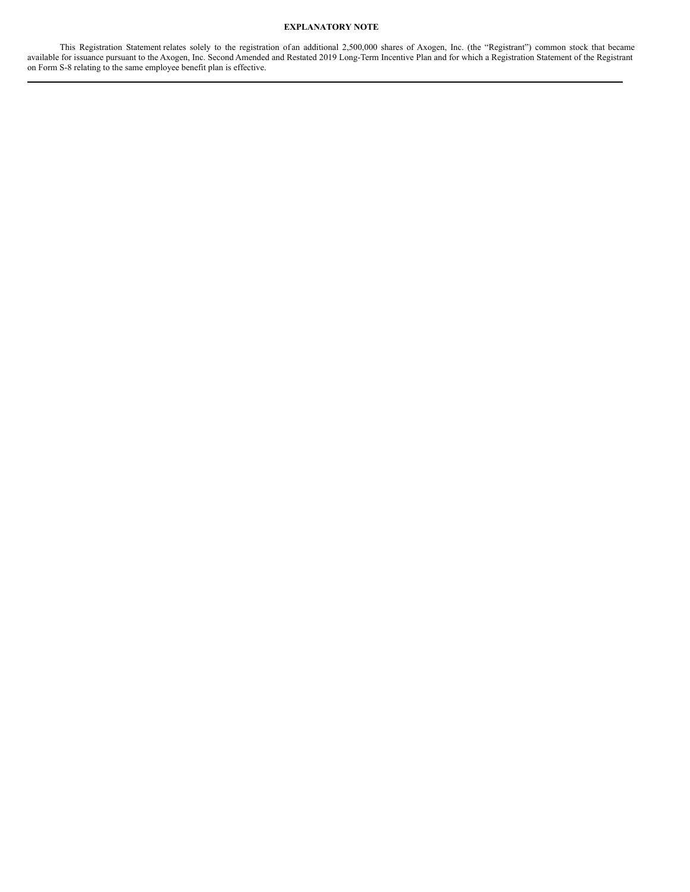**EXPLANATORY NOTE**

This Registration Statement relates solely to the registration of an additional 2,500,000 shares of Axogen, Inc. (the "Registrant") common stock that became available for issuance pursuant to the Axogen, Inc. Second Amended and Restated 2019 Long-Term Incentive Plan and for which a Registration Statement of the Registrant on Form S-8 relating to the same employee benefit plan is effective.

---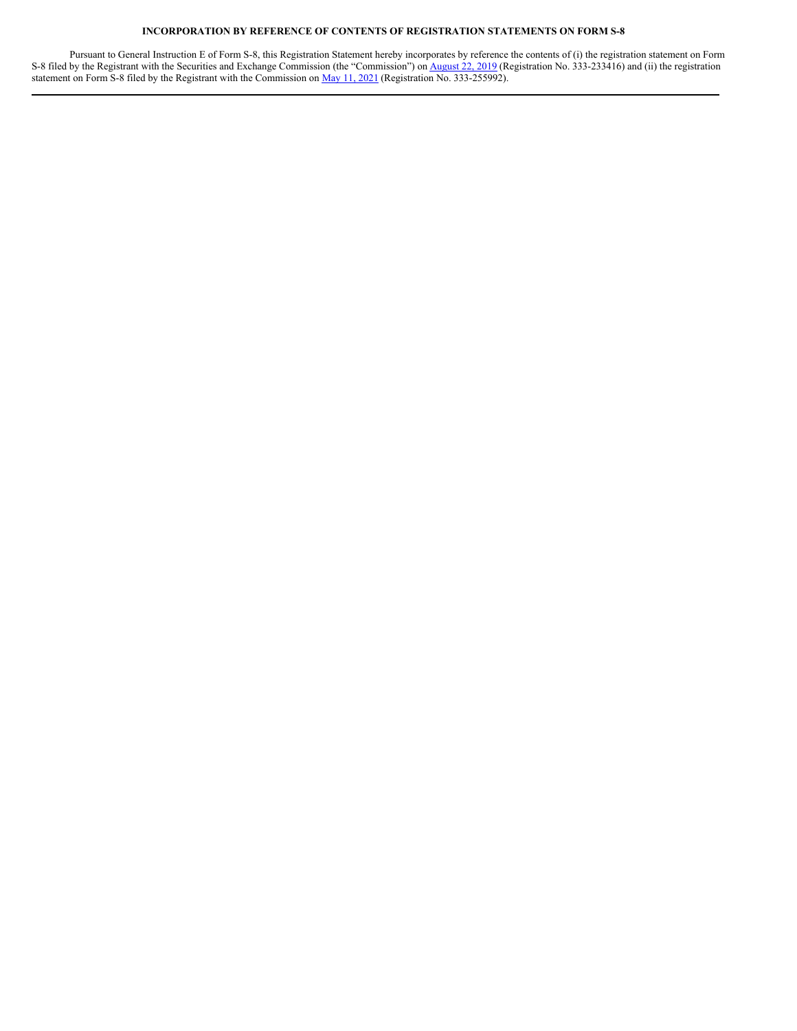## INCORPORATION BY REFERENCE OF CONTENTS OF REGISTRATION STATEMENTS ON FORM S-8

Pursuant to General Instruction E of Form S-8, this Registration Statement hereby incorporates by reference the contents of (i) the registration statement on Form S-8 filed by the Registrant with the Securities and Exchange Commission (the "Commission") on August 22, 2019 (Registration No. 333-233416) and (ii) the registration statement on Form S-8 filed by the Registrant with the Commission on May 11, 2021 (Registration No. 333-255992).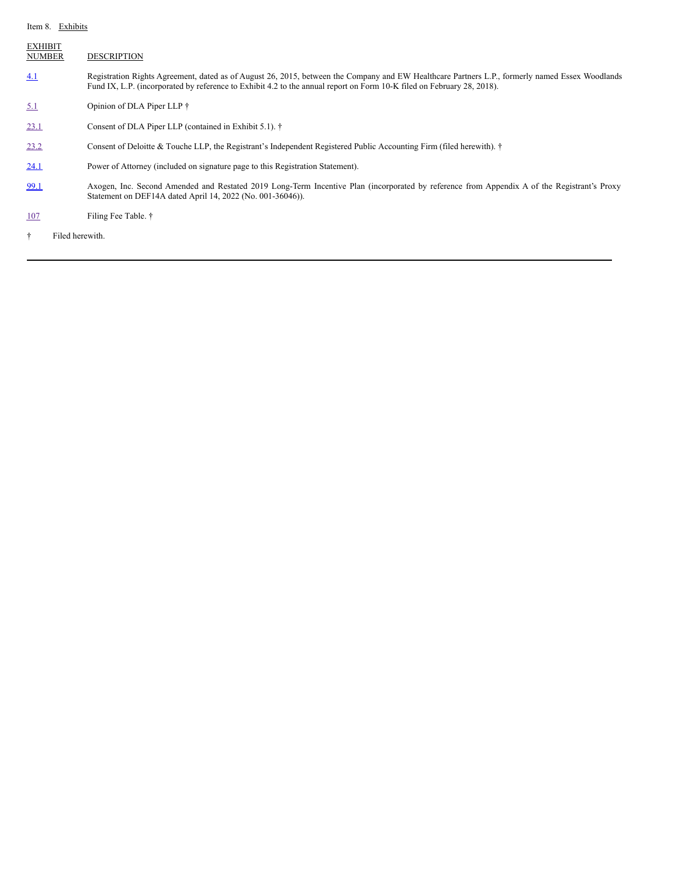Item 8. Exhibits

| EXHIBIT NUMBER | DESCRIPTION |
|---|---|
| 4.1 | Registration Rights Agreement, dated as of August 26, 2015, between the Company and EW Healthcare Partners L.P., formerly named Essex Woodlands Fund IX, L.P. (incorporated by reference to Exhibit 4.2 to the annual report on Form 10-K filed on February 28, 2018). |
| 5.1 | Opinion of DLA Piper LLP † |
| 23.1 | Consent of DLA Piper LLP (contained in Exhibit 5.1). † |
| 23.2 | Consent of Deloitte & Touche LLP, the Registrant's Independent Registered Public Accounting Firm (filed herewith). † |
| 24.1 | Power of Attorney (included on signature page to this Registration Statement). |
| 99.1 | Axogen, Inc. Second Amended and Restated 2019 Long-Term Incentive Plan (incorporated by reference from Appendix A of the Registrant's Proxy Statement on DEF14A dated April 14, 2022 (No. 001-36046)). |
| 107 | Filing Fee Table. † |

† Filed herewith.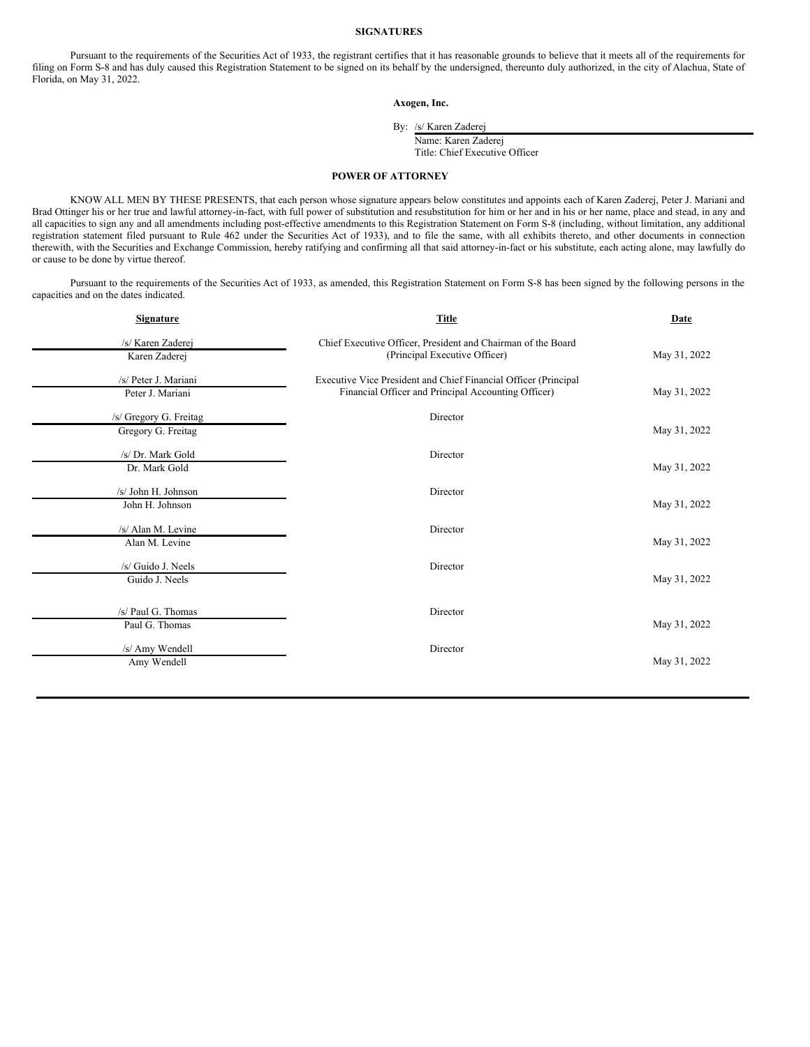## SIGNATURES

Pursuant to the requirements of the Securities Act of 1933, the registrant certifies that it has reasonable grounds to believe that it meets all of the requirements for filing on Form S-8 and has duly caused this Registration Statement to be signed on its behalf by the undersigned, thereunto duly authorized, in the city of Alachua, State of Florida, on May 31, 2022.

**Axogen, Inc.**

By: /s/ Karen Zaderej
Name: Karen Zaderej
Title: Chief Executive Officer

## POWER OF ATTORNEY

KNOW ALL MEN BY THESE PRESENTS, that each person whose signature appears below constitutes and appoints each of Karen Zaderej, Peter J. Mariani and Brad Ottinger his or her true and lawful attorney-in-fact, with full power of substitution and resubstitution for him or her and in his or her name, place and stead, in any and all capacities to sign any and all amendments including post-effective amendments to this Registration Statement on Form S-8 (including, without limitation, any additional registration statement filed pursuant to Rule 462 under the Securities Act of 1933), and to file the same, with all exhibits thereto, and other documents in connection therewith, with the Securities and Exchange Commission, hereby ratifying and confirming all that said attorney-in-fact or his substitute, each acting alone, may lawfully do or cause to be done by virtue thereof.

Pursuant to the requirements of the Securities Act of 1933, as amended, this Registration Statement on Form S-8 has been signed by the following persons in the capacities and on the dates indicated.

| Signature | Title | Date |
|---|---|---|
| /s/ Karen Zaderej<br>Karen Zaderej | Chief Executive Officer, President and Chairman of the Board (Principal Executive Officer) | May 31, 2022 |
| /s/ Peter J. Mariani<br>Peter J. Mariani | Executive Vice President and Chief Financial Officer (Principal Financial Officer and Principal Accounting Officer) | May 31, 2022 |
| /s/ Gregory G. Freitag<br>Gregory G. Freitag | Director | May 31, 2022 |
| /s/ Dr. Mark Gold<br>Dr. Mark Gold | Director | May 31, 2022 |
| /s/ John H. Johnson<br>John H. Johnson | Director | May 31, 2022 |
| /s/ Alan M. Levine<br>Alan M. Levine | Director | May 31, 2022 |
| /s/ Guido J. Neels<br>Guido J. Neels | Director | May 31, 2022 |
| /s/ Paul G. Thomas<br>Paul G. Thomas | Director | May 31, 2022 |
| /s/ Amy Wendell<br>Amy Wendell | Director | May 31, 2022 |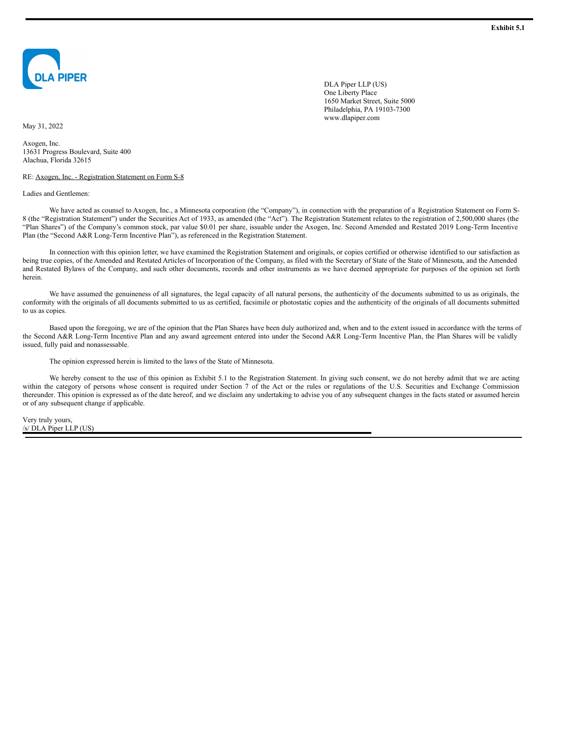**Exhibit 5.1**

DLA PIPER

DLA Piper LLP (US)
One Liberty Place
1650 Market Street, Suite 5000
Philadelphia, PA 19103-7300
www.dlapiper.com

May 31, 2022

Axogen, Inc.
13631 Progress Boulevard, Suite 400
Alachua, Florida 32615

RE: Axogen, Inc. - Registration Statement on Form S-8

Ladies and Gentlemen:

We have acted as counsel to Axogen, Inc., a Minnesota corporation (the "Company"), in connection with the preparation of a Registration Statement on Form S-8 (the "Registration Statement") under the Securities Act of 1933, as amended (the "Act"). The Registration Statement relates to the registration of 2,500,000 shares (the "Plan Shares") of the Company's common stock, par value $0.01 per share, issuable under the Axogen, Inc. Second Amended and Restated 2019 Long-Term Incentive Plan (the "Second A&R Long-Term Incentive Plan"), as referenced in the Registration Statement.

In connection with this opinion letter, we have examined the Registration Statement and originals, or copies certified or otherwise identified to our satisfaction as being true copies, of the Amended and Restated Articles of Incorporation of the Company, as filed with the Secretary of State of the State of Minnesota, and the Amended and Restated Bylaws of the Company, and such other documents, records and other instruments as we have deemed appropriate for purposes of the opinion set forth herein.

We have assumed the genuineness of all signatures, the legal capacity of all natural persons, the authenticity of the documents submitted to us as originals, the conformity with the originals of all documents submitted to us as certified, facsimile or photostatic copies and the authenticity of the originals of all documents submitted to us as copies.

Based upon the foregoing, we are of the opinion that the Plan Shares have been duly authorized and, when and to the extent issued in accordance with the terms of the Second A&R Long-Term Incentive Plan and any award agreement entered into under the Second A&R Long-Term Incentive Plan, the Plan Shares will be validly issued, fully paid and nonassessable.

The opinion expressed herein is limited to the laws of the State of Minnesota.

We hereby consent to the use of this opinion as Exhibit 5.1 to the Registration Statement. In giving such consent, we do not hereby admit that we are acting within the category of persons whose consent is required under Section 7 of the Act or the rules or regulations of the U.S. Securities and Exchange Commission thereunder. This opinion is expressed as of the date hereof, and we disclaim any undertaking to advise you of any subsequent changes in the facts stated or assumed herein or of any subsequent change if applicable.

Very truly yours,
/s/ DLA Piper LLP (US)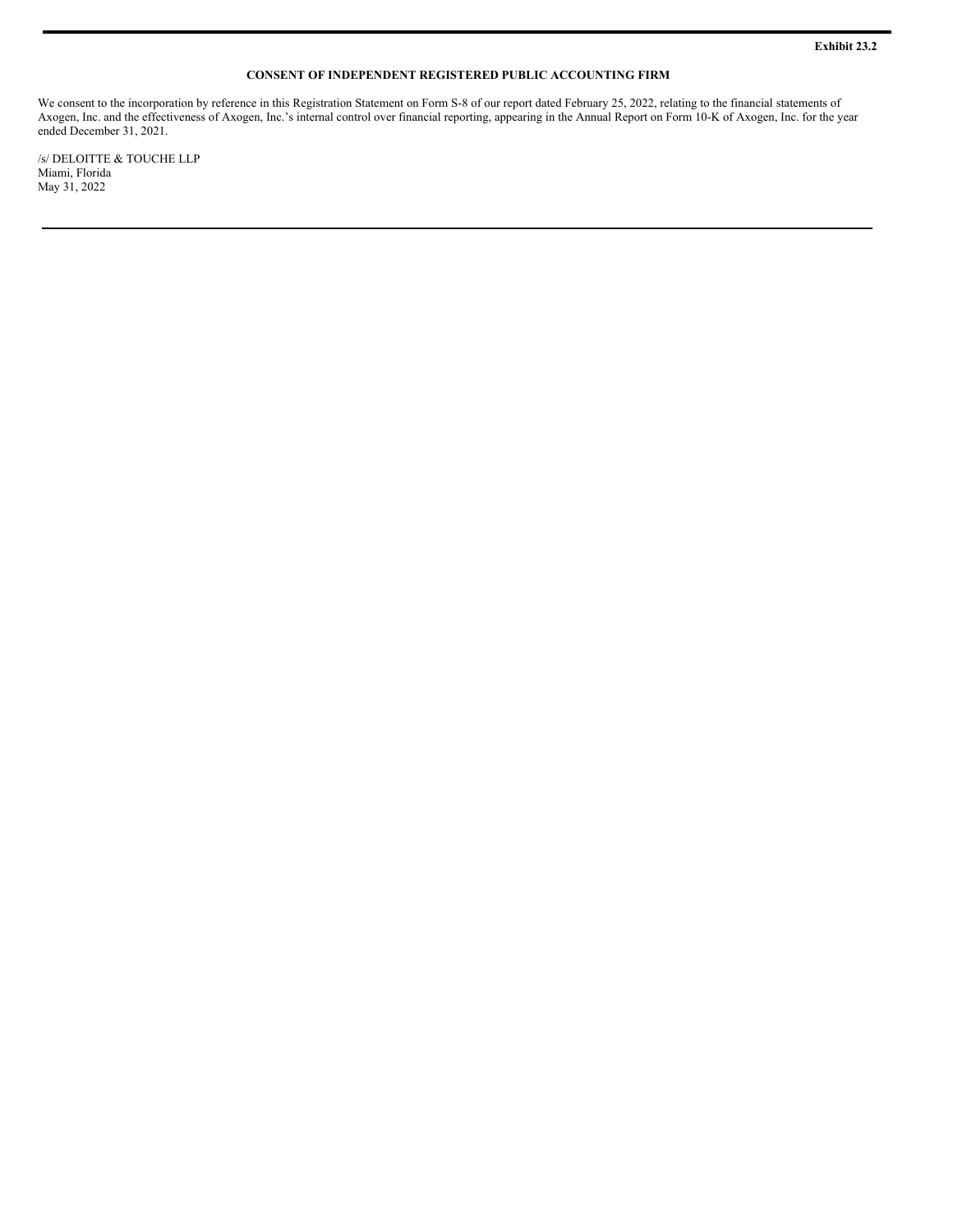**Exhibit 23.2**

**CONSENT OF INDEPENDENT REGISTERED PUBLIC ACCOUNTING FIRM**

We consent to the incorporation by reference in this Registration Statement on Form S-8 of our report dated February 25, 2022, relating to the financial statements of Axogen, Inc. and the effectiveness of Axogen, Inc.'s internal control over financial reporting, appearing in the Annual Report on Form 10-K of Axogen, Inc. for the year ended December 31, 2021.

/s/ DELOITTE & TOUCHE LLP
Miami, Florida
May 31, 2022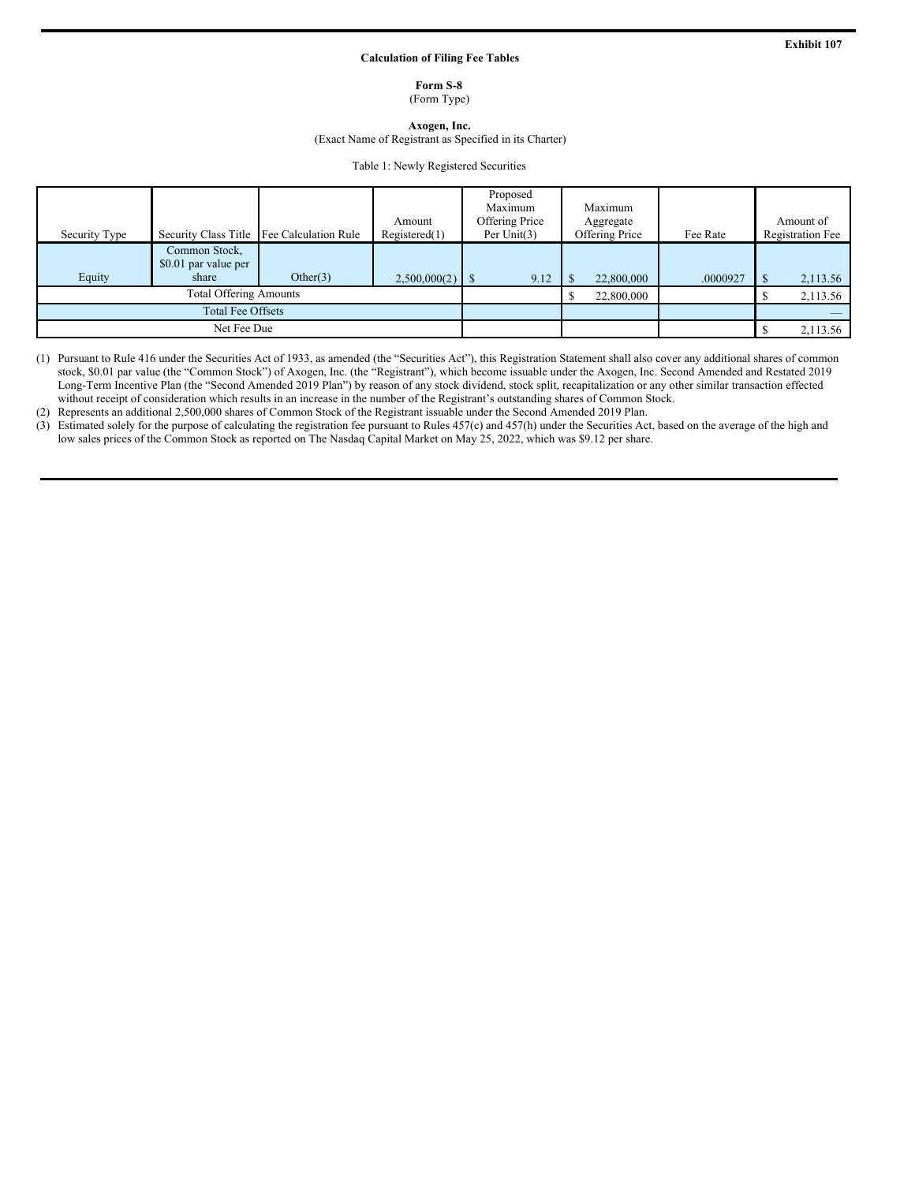**Exhibit 107**

**Calculation of Filing Fee Tables**

**Form S-8**
(Form Type)

**Axogen, Inc.**
(Exact Name of Registrant as Specified in its Charter)

Table 1: Newly Registered Securities

| Security Type | Security Class Title | Fee Calculation Rule | Amount Registered(1) | Proposed Maximum Offering Price Per Unit(3) | Maximum Aggregate Offering Price | Fee Rate | Amount of Registration Fee |
|---|---|---|---|---|---|---|---|
| Equity | Common Stock, $0.01 par value per share | Other(3) | 2,500,000(2) | $ 9.12 | $ 22,800,000 | .0000927 | $ 2,113.56 |
| Total Offering Amounts | | | | | $ 22,800,000 | | $ 2,113.56 |
| Total Fee Offsets | | | | | | | — |
| Net Fee Due | | | | | | | $ 2,113.56 |

(1) Pursuant to Rule 416 under the Securities Act of 1933, as amended (the "Securities Act"), this Registration Statement shall also cover any additional shares of common stock, $0.01 par value (the "Common Stock") of Axogen, Inc. (the "Registrant"), which become issuable under the Axogen, Inc. Second Amended and Restated 2019 Long-Term Incentive Plan (the "Second Amended 2019 Plan") by reason of any stock dividend, stock split, recapitalization or any other similar transaction effected without receipt of consideration which results in an increase in the number of the Registrant's outstanding shares of Common Stock.

(2) Represents an additional 2,500,000 shares of Common Stock of the Registrant issuable under the Second Amended 2019 Plan.

(3) Estimated solely for the purpose of calculating the registration fee pursuant to Rules 457(c) and 457(h) under the Securities Act, based on the average of the high and low sales prices of the Common Stock as reported on The Nasdaq Capital Market on May 25, 2022, which was $9.12 per share.